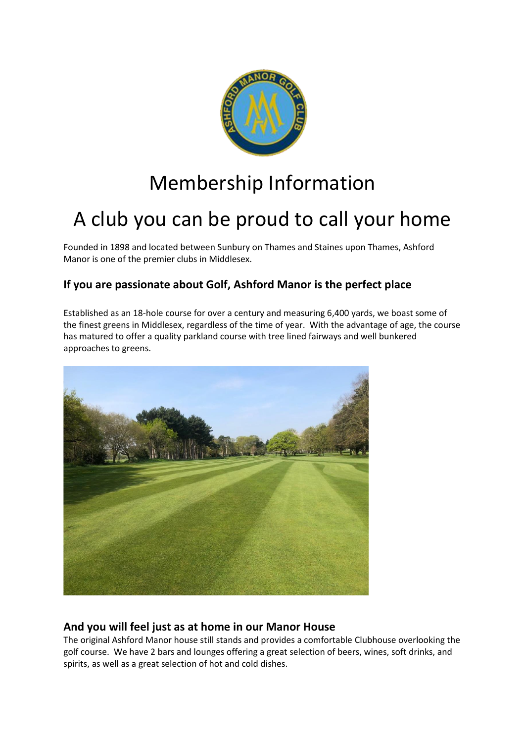# Membership Information

# A club you can be proud to call your home

Founded in 1898 and located between Sunbury on Thames and Staines upon Thames, Ashford Manor is one of the premier clubs in Middlesex.

### If you are passionate about Golf, Ashford Manor is the perfect place

Established as an 18-hole course for over a century and measuring 6,400 yards, we boast some of the finest greens in Middlesex, regardless of the time of year. With the advantage of age, the course has matured to offer a quality parkland course with tree lined fairways and well bunkered approaches to greens.

### And you will feel just as at home in our Manor House

The original Ashford Manor house still stands and provides a comfortable Clubhouse overlooking the golf course. We have 2 bars and lounges offering a great selection of beers, wines, soft drinks, and spirits, as well as a great selection of hot and cold dishes.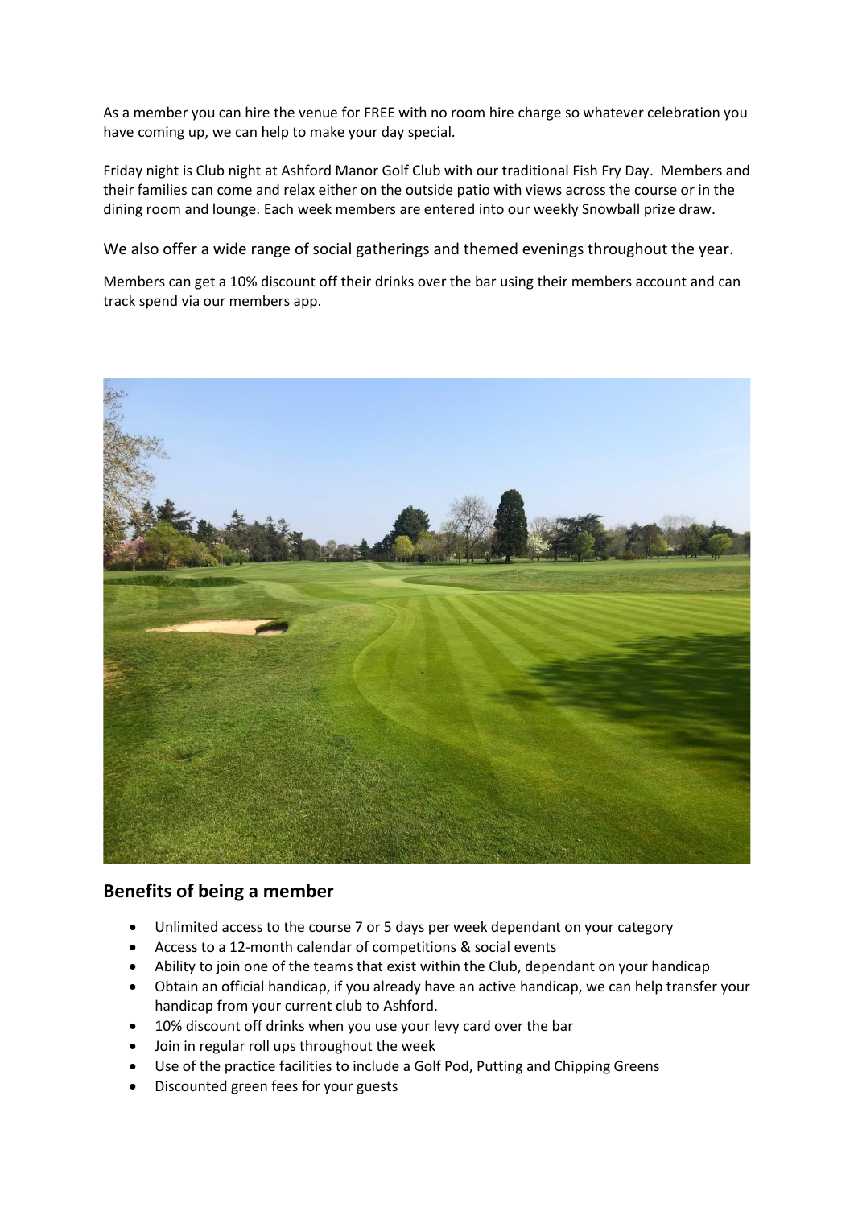As a member you can hire the venue for FREE with no room hire charge so whatever celebration you have coming up, we can help to make your day special.

Friday night is Club night at Ashford Manor Golf Club with our traditional Fish Fry Day. Members and their families can come and relax either on the outside patio with views across the course or in the dining room and lounge. Each week members are entered into our weekly Snowball prize draw.

We also offer a wide range of social gatherings and themed evenings throughout the year.

Members can get a 10% discount off their drinks over the bar using their members account and can track spend via our members app.

## Benefits of being a member

- Unlimited access to the course 7 or 5 days per week dependant on your category
- Access to a 12-month calendar of competitions & social events
- Ability to join one of the teams that exist within the Club, dependant on your handicap
- Obtain an official handicap, if you already have an active handicap, we can help transfer your handicap from your current club to Ashford.
- 10% discount off drinks when you use your levy card over the bar
- Join in regular roll ups throughout the week
- Use of the practice facilities to include a Golf Pod, Putting and Chipping Greens
- Discounted green fees for your guests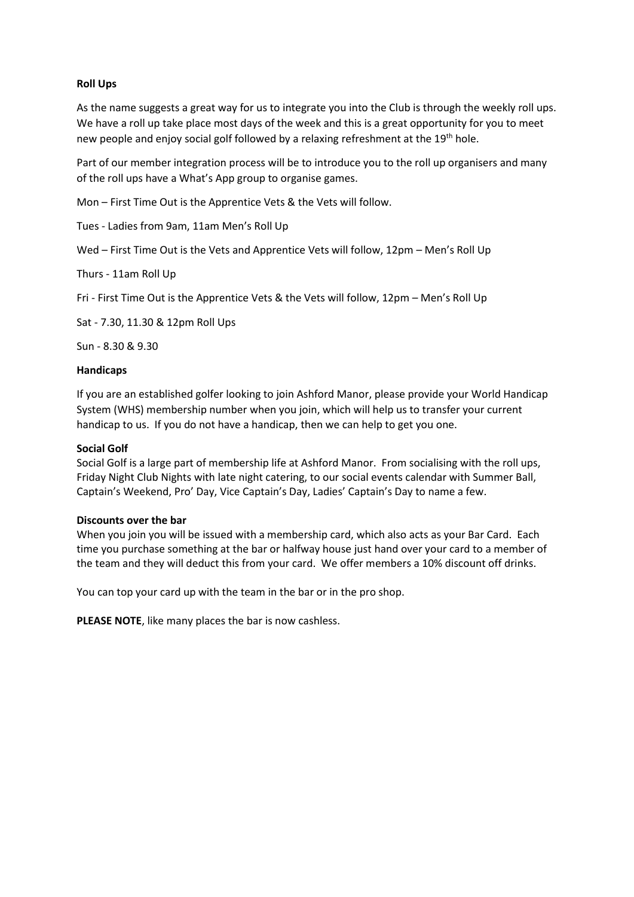**Roll Ups**

As the name suggests a great way for us to integrate you into the Club is through the weekly roll ups. We have a roll up take place most days of the week and this is a great opportunity for you to meet new people and enjoy social golf followed by a relaxing refreshment at the 19th hole.

Part of our member integration process will be to introduce you to the roll up organisers and many of the roll ups have a What's App group to organise games.

Mon – First Time Out is the Apprentice Vets & the Vets will follow.

Tues - Ladies from 9am, 11am Men's Roll Up

Wed – First Time Out is the Vets and Apprentice Vets will follow, 12pm – Men's Roll Up

Thurs - 11am Roll Up

Fri - First Time Out is the Apprentice Vets & the Vets will follow, 12pm – Men's Roll Up

Sat - 7.30, 11.30 & 12pm Roll Ups

Sun - 8.30 & 9.30

**Handicaps**

If you are an established golfer looking to join Ashford Manor, please provide your World Handicap System (WHS) membership number when you join, which will help us to transfer your current handicap to us. If you do not have a handicap, then we can help to get you one.

**Social Golf**

Social Golf is a large part of membership life at Ashford Manor. From socialising with the roll ups, Friday Night Club Nights with late night catering, to our social events calendar with Summer Ball, Captain's Weekend, Pro' Day, Vice Captain's Day, Ladies' Captain's Day to name a few.

**Discounts over the bar**

When you join you will be issued with a membership card, which also acts as your Bar Card. Each time you purchase something at the bar or halfway house just hand over your card to a member of the team and they will deduct this from your card. We offer members a 10% discount off drinks.

You can top your card up with the team in the bar or in the pro shop.

**PLEASE NOTE**, like many places the bar is now cashless.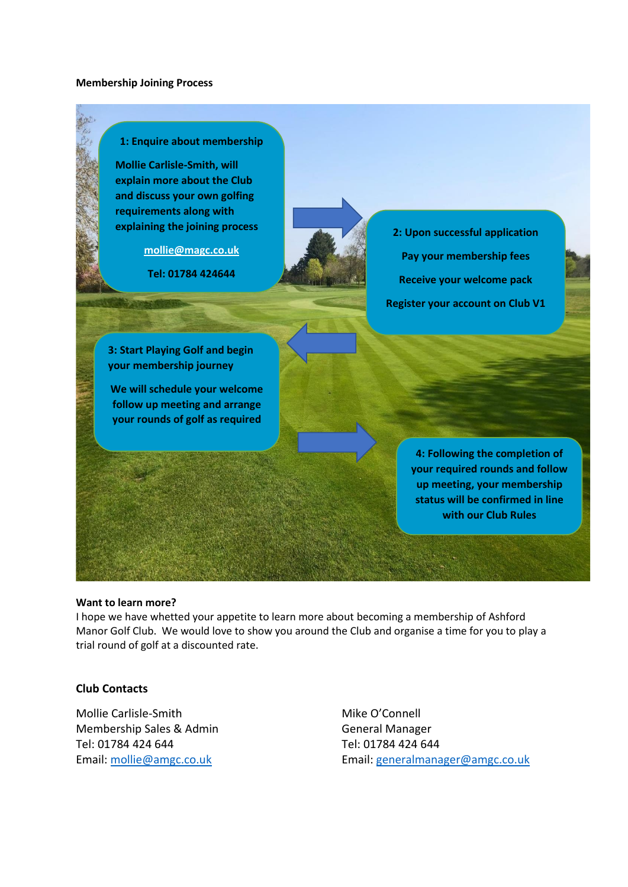**Membership Joining Process**

**1: Enquire about membership**

**Mollie Carlisle-Smith, will explain more about the Club and discuss your own golfing requirements along with explaining the joining process**

**mollie@magc.co.uk**

**Tel: 01784 424644**

**2: Upon successful application**

**Pay your membership fees**

**Receive your welcome pack**

**Register your account on Club V1**

**3: Start Playing Golf and begin your membership journey**

**We will schedule your welcome follow up meeting and arrange your rounds of golf as required**

**4: Following the completion of your required rounds and follow up meeting, your membership status will be confirmed in line with our Club Rules**

**Want to learn more?**
I hope we have whetted your appetite to learn more about becoming a membership of Ashford Manor Golf Club. We would love to show you around the Club and organise a time for you to play a trial round of golf at a discounted rate.

**Club Contacts**

Mollie Carlisle-Smith
Membership Sales & Admin
Tel: 01784 424 644
Email: mollie@amgc.co.uk

Mike O'Connell
General Manager
Tel: 01784 424 644
Email: generalmanager@amgc.co.uk